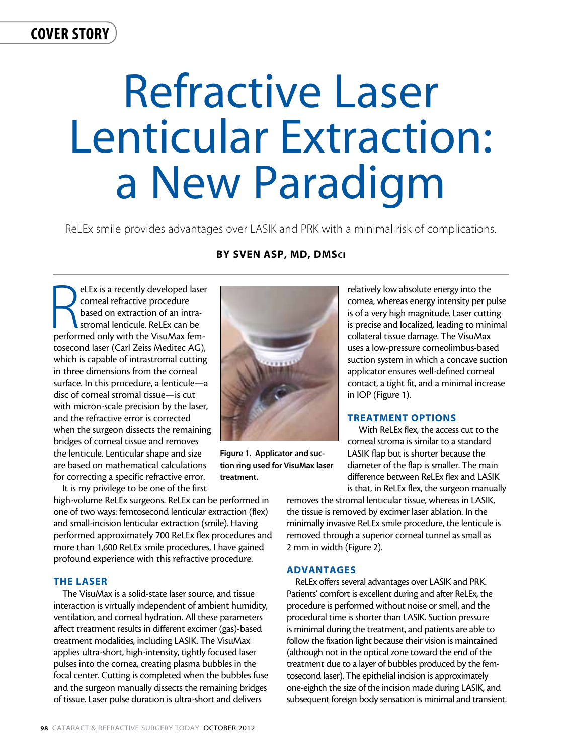# Refractive Laser Lenticular Extraction: a New Paradigm

ReLEx smile provides advantages over LASIK and PRK with a minimal risk of complications.

**BY SVEN ASP, MD, DMSci**

ReLEx is a recently developed laser corneal refractive procedure based on extraction of an intrastromal lenticule. ReLEx can be performed only with the VisuMax femtosecond laser (Carl Zeiss Meditec AG), which is capable of intrastromal cutting in three dimensions from the corneal surface. In this procedure, a lenticule—a disc of corneal stromal tissue—is cut with micron-scale precision by the laser, and the refractive error is corrected when the surgeon dissects the remaining bridges of corneal tissue and removes the lenticule. Lenticular shape and size are based on mathematical calculations for correcting a specific refractive error.

It is my privilege to be one of the first high-volume ReLEx surgeons. ReLEx can be performed in one of two ways: femtosecond lenticular extraction (flex) and small-incision lenticular extraction (smile). Having performed approximately 700 ReLEx flex procedures and more than 1,600 ReLEx smile procedures, I have gained profound experience with this refractive procedure.

## THE LASER

The VisuMax is a solid-state laser source, and tissue interaction is virtually independent of ambient humidity, ventilation, and corneal hydration. All these parameters affect treatment results in different excimer (gas)-based treatment modalities, including LASIK. The VisuMax applies ultra-short, high-intensity, tightly focused laser pulses into the cornea, creating plasma bubbles in the focal center. Cutting is completed when the bubbles fuse and the surgeon manually dissects the remaining bridges of tissue. Laser pulse duration is ultra-short and delivers relatively low absolute energy into the cornea, whereas energy intensity per pulse is of a very high magnitude. Laser cutting is precise and localized, leading to minimal collateral tissue damage. The VisuMax uses a low-pressure corneolimbus-based suction system in which a concave suction applicator ensures well-defined corneal contact, a tight fit, and a minimal increase in IOP (Figure 1).

**Figure 1. Applicator and suction ring used for VisuMax laser treatment.**

## TREATMENT OPTIONS

With ReLEx flex, the access cut to the corneal stroma is similar to a standard LASIK flap but is shorter because the diameter of the flap is smaller. The main difference between ReLEx flex and LASIK is that, in ReLEx flex, the surgeon manually removes the stromal lenticular tissue, whereas in LASIK, the tissue is removed by excimer laser ablation. In the minimally invasive ReLEx smile procedure, the lenticule is removed through a superior corneal tunnel as small as 2 mm in width (Figure 2).

## ADVANTAGES

ReLEx offers several advantages over LASIK and PRK. Patients' comfort is excellent during and after ReLEx, the procedure is performed without noise or smell, and the procedural time is shorter than LASIK. Suction pressure is minimal during the treatment, and patients are able to follow the fixation light because their vision is maintained (although not in the optical zone toward the end of the treatment due to a layer of bubbles produced by the femtosecond laser). The epithelial incision is approximately one-eighth the size of the incision made during LASIK, and subsequent foreign body sensation is minimal and transient.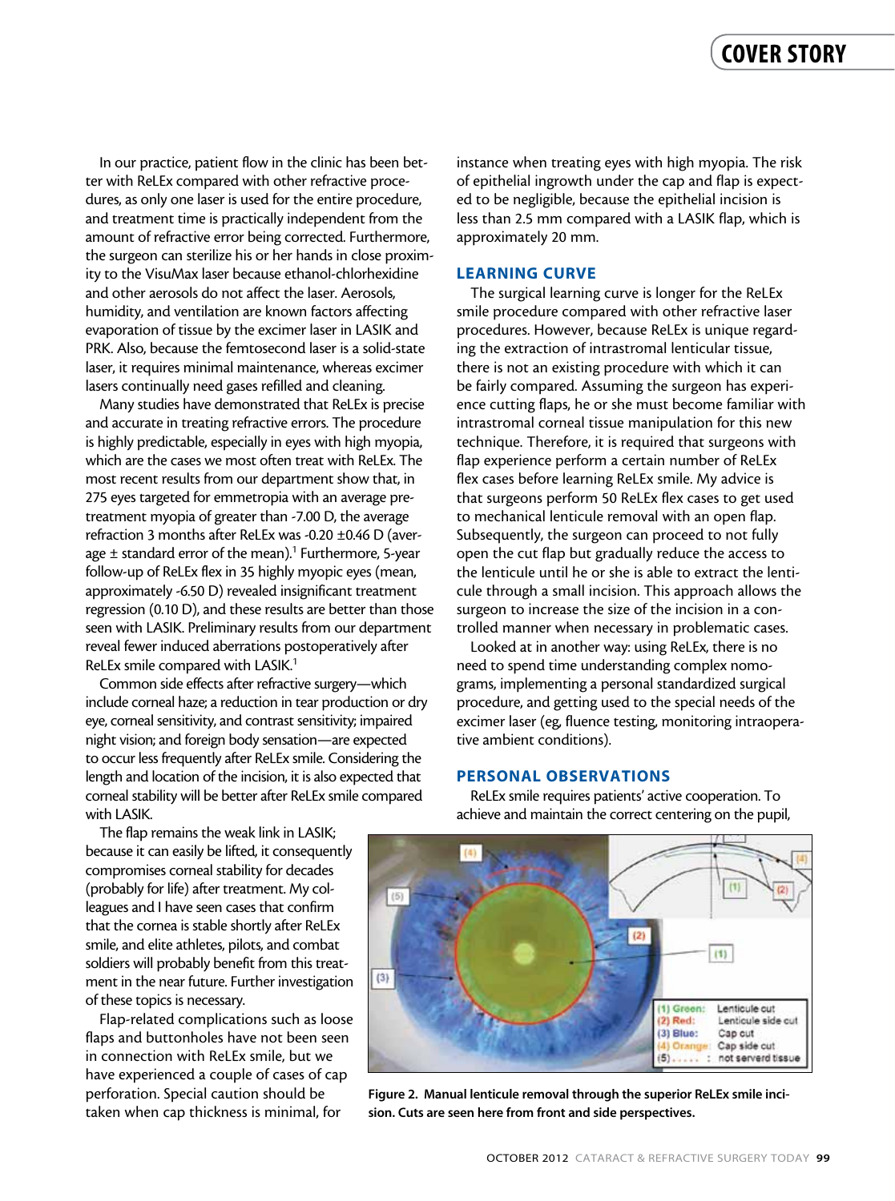In our practice, patient flow in the clinic has been better with ReLEx compared with other refractive procedures, as only one laser is used for the entire procedure, and treatment time is practically independent from the amount of refractive error being corrected. Furthermore, the surgeon can sterilize his or her hands in close proximity to the VisuMax laser because ethanol-chlorhexidine and other aerosols do not affect the laser. Aerosols, humidity, and ventilation are known factors affecting evaporation of tissue by the excimer laser in LASIK and PRK. Also, because the femtosecond laser is a solid-state laser, it requires minimal maintenance, whereas excimer lasers continually need gases refilled and cleaning.

Many studies have demonstrated that ReLEx is precise and accurate in treating refractive errors. The procedure is highly predictable, especially in eyes with high myopia, which are the cases we most often treat with ReLEx. The most recent results from our department show that, in 275 eyes targeted for emmetropia with an average pretreatment myopia of greater than -7.00 D, the average refraction 3 months after ReLEx was -0.20 ±0.46 D (average ± standard error of the mean).[1] Furthermore, 5-year follow-up of ReLEx flex in 35 highly myopic eyes (mean, approximately -6.50 D) revealed insignificant treatment regression (0.10 D), and these results are better than those seen with LASIK. Preliminary results from our department reveal fewer induced aberrations postoperatively after ReLEx smile compared with LASIK.[1]

Common side effects after refractive surgery—which include corneal haze; a reduction in tear production or dry eye, corneal sensitivity, and contrast sensitivity; impaired night vision; and foreign body sensation—are expected to occur less frequently after ReLEx smile. Considering the length and location of the incision, it is also expected that corneal stability will be better after ReLEx smile compared with LASIK.

The flap remains the weak link in LASIK; because it can easily be lifted, it consequently compromises corneal stability for decades (probably for life) after treatment. My colleagues and I have seen cases that confirm that the cornea is stable shortly after ReLEx smile, and elite athletes, pilots, and combat soldiers will probably benefit from this treatment in the near future. Further investigation of these topics is necessary.

Flap-related complications such as loose flaps and buttonholes have not been seen in connection with ReLEx smile, but we have experienced a couple of cases of cap perforation. Special caution should be taken when cap thickness is minimal, for instance when treating eyes with high myopia. The risk of epithelial ingrowth under the cap and flap is expected to be negligible, because the epithelial incision is less than 2.5 mm compared with a LASIK flap, which is approximately 20 mm.

## LEARNING CURVE

The surgical learning curve is longer for the ReLEx smile procedure compared with other refractive laser procedures. However, because ReLEx is unique regarding the extraction of intrastromal lenticular tissue, there is not an existing procedure with which it can be fairly compared. Assuming the surgeon has experience cutting flaps, he or she must become familiar with intrastromal corneal tissue manipulation for this new technique. Therefore, it is required that surgeons with flap experience perform a certain number of ReLEx flex cases before learning ReLEx smile. My advice is that surgeons perform 50 ReLEx flex cases to get used to mechanical lenticule removal with an open flap. Subsequently, the surgeon can proceed to not fully open the cut flap but gradually reduce the access to the lenticule until he or she is able to extract the lenticule through a small incision. This approach allows the surgeon to increase the size of the incision in a controlled manner when necessary in problematic cases.

Looked at in another way: using ReLEx, there is no need to spend time understanding complex nomograms, implementing a personal standardized surgical procedure, and getting used to the special needs of the excimer laser (eg, fluence testing, monitoring intraoperative ambient conditions).

## PERSONAL OBSERVATIONS

ReLEx smile requires patients' active cooperation. To achieve and maintain the correct centering on the pupil,

**Figure 2. Manual lenticule removal through the superior ReLEx smile incision. Cuts are seen here from front and side perspectives.**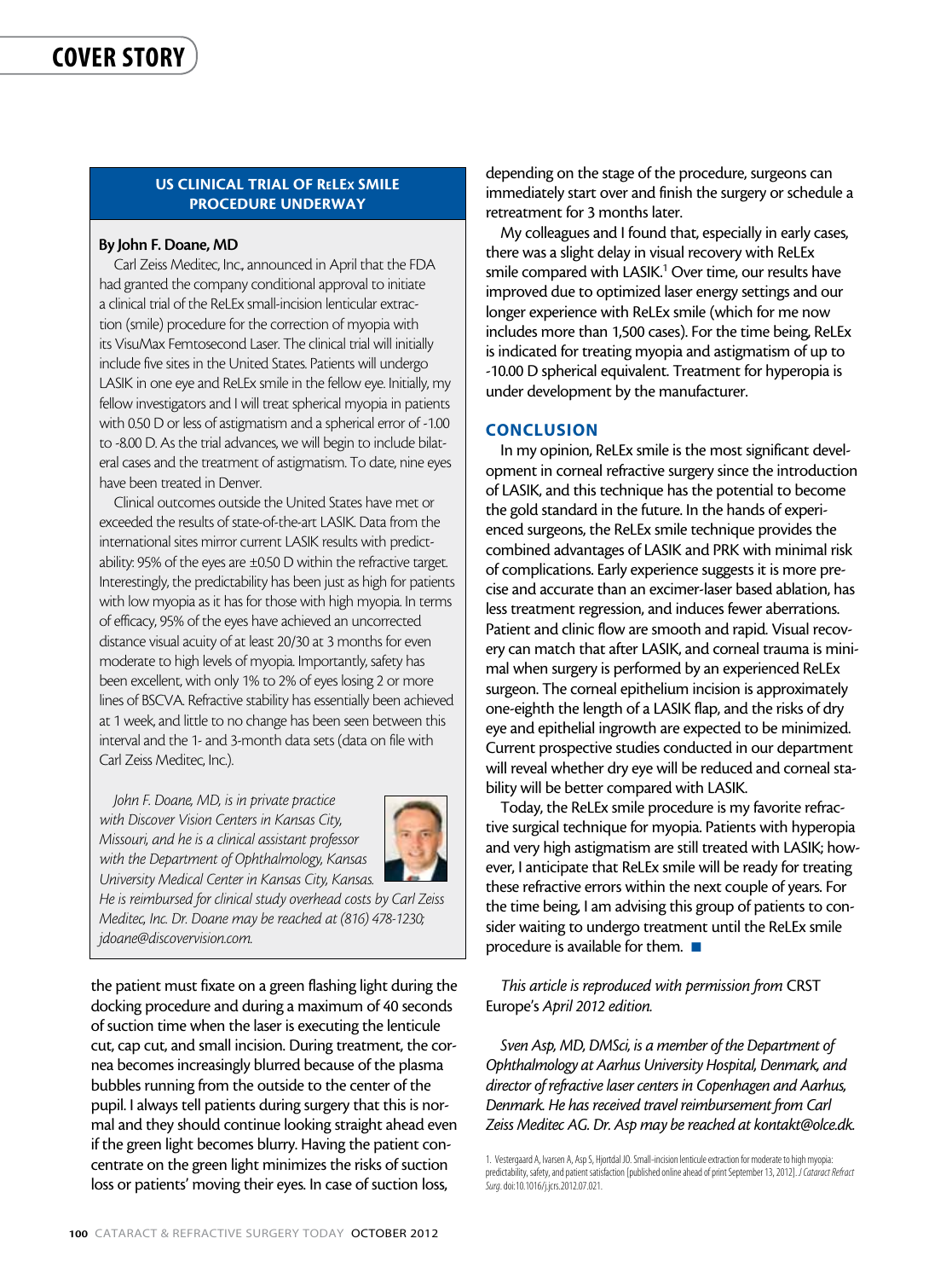## US CLINICAL TRIAL OF ReLEx SMILE PROCEDURE UNDERWAY

**By John F. Doane, MD**

Carl Zeiss Meditec, Inc., announced in April that the FDA had granted the company conditional approval to initiate a clinical trial of the ReLEx small-incision lenticular extraction (smile) procedure for the correction of myopia with its VisuMax Femtosecond Laser. The clinical trial will initially include five sites in the United States. Patients will undergo LASIK in one eye and ReLEx smile in the fellow eye. Initially, my fellow investigators and I will treat spherical myopia in patients with 0.50 D or less of astigmatism and a spherical error of -1.00 to -8.00 D. As the trial advances, we will begin to include bilateral cases and the treatment of astigmatism. To date, nine eyes have been treated in Denver.

Clinical outcomes outside the United States have met or exceeded the results of state-of-the-art LASIK. Data from the international sites mirror current LASIK results with predictability: 95% of the eyes are ±0.50 D within the refractive target. Interestingly, the predictability has been just as high for patients with low myopia as it has for those with high myopia. In terms of efficacy, 95% of the eyes have achieved an uncorrected distance visual acuity of at least 20/30 at 3 months for even moderate to high levels of myopia. Importantly, safety has been excellent, with only 1% to 2% of eyes losing 2 or more lines of BSCVA. Refractive stability has essentially been achieved at 1 week, and little to no change has been seen between this interval and the 1- and 3-month data sets (data on file with Carl Zeiss Meditec, Inc.).

*John F. Doane, MD, is in private practice with Discover Vision Centers in Kansas City, Missouri, and he is a clinical assistant professor with the Department of Ophthalmology, Kansas University Medical Center in Kansas City, Kansas. He is reimbursed for clinical study overhead costs by Carl Zeiss Meditec, Inc. Dr. Doane may be reached at (816) 478-1230; jdoane@discovervision.com.*

the patient must fixate on a green flashing light during the docking procedure and during a maximum of 40 seconds of suction time when the laser is executing the lenticule cut, cap cut, and small incision. During treatment, the cornea becomes increasingly blurred because of the plasma bubbles running from the outside to the center of the pupil. I always tell patients during surgery that this is normal and they should continue looking straight ahead even if the green light becomes blurry. Having the patient concentrate on the green light minimizes the risks of suction loss or patients' moving their eyes. In case of suction loss, depending on the stage of the procedure, surgeons can immediately start over and finish the surgery or schedule a retreatment for 3 months later.

My colleagues and I found that, especially in early cases, there was a slight delay in visual recovery with ReLEx smile compared with LASIK.[1] Over time, our results have improved due to optimized laser energy settings and our longer experience with ReLEx smile (which for me now includes more than 1,500 cases). For the time being, ReLEx is indicated for treating myopia and astigmatism of up to -10.00 D spherical equivalent. Treatment for hyperopia is under development by the manufacturer.

## CONCLUSION

In my opinion, ReLEx smile is the most significant development in corneal refractive surgery since the introduction of LASIK, and this technique has the potential to become the gold standard in the future. In the hands of experienced surgeons, the ReLEx smile technique provides the combined advantages of LASIK and PRK with minimal risk of complications. Early experience suggests it is more precise and accurate than an excimer-laser based ablation, has less treatment regression, and induces fewer aberrations. Patient and clinic flow are smooth and rapid. Visual recovery can match that after LASIK, and corneal trauma is minimal when surgery is performed by an experienced ReLEx surgeon. The corneal epithelium incision is approximately one-eighth the length of a LASIK flap, and the risks of dry eye and epithelial ingrowth are expected to be minimized. Current prospective studies conducted in our department will reveal whether dry eye will be reduced and corneal stability will be better compared with LASIK.

Today, the ReLEx smile procedure is my favorite refractive surgical technique for myopia. Patients with hyperopia and very high astigmatism are still treated with LASIK; however, I anticipate that ReLEx smile will be ready for treating these refractive errors within the next couple of years. For the time being, I am advising this group of patients to consider waiting to undergo treatment until the ReLEx smile procedure is available for them. ■

*This article is reproduced with permission from* CRST Europe's *April 2012 edition.*

*Sven Asp, MD, DMSci, is a member of the Department of Ophthalmology at Aarhus University Hospital, Denmark, and director of refractive laser centers in Copenhagen and Aarhus, Denmark. He has received travel reimbursement from Carl Zeiss Meditec AG. Dr. Asp may be reached at kontakt@olce.dk.*

1. Vestergaard A, Ivarsen A, Asp S, Hjortdal JO. Small-incision lenticule extraction for moderate to high myopia: predictability, safety, and patient satisfaction [published online ahead of print September 13, 2012]. *J Cataract Refract Surg*. doi:10.1016/j.jcrs.2012.07.021.